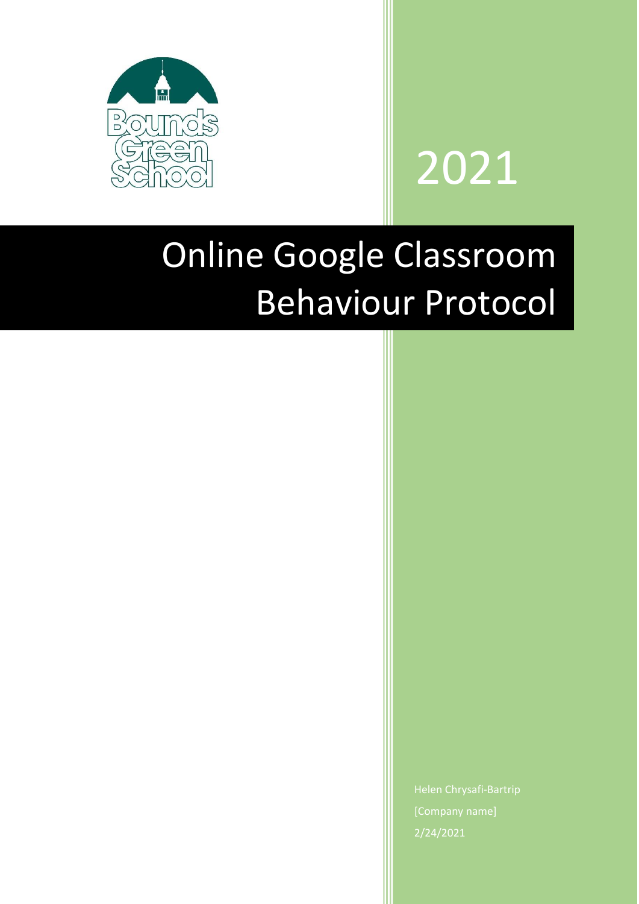Bounds Green School

2021

# Online Google Classroom Behaviour Protocol

Helen Chrysafi-Bartrip

[Company name]

2/24/2021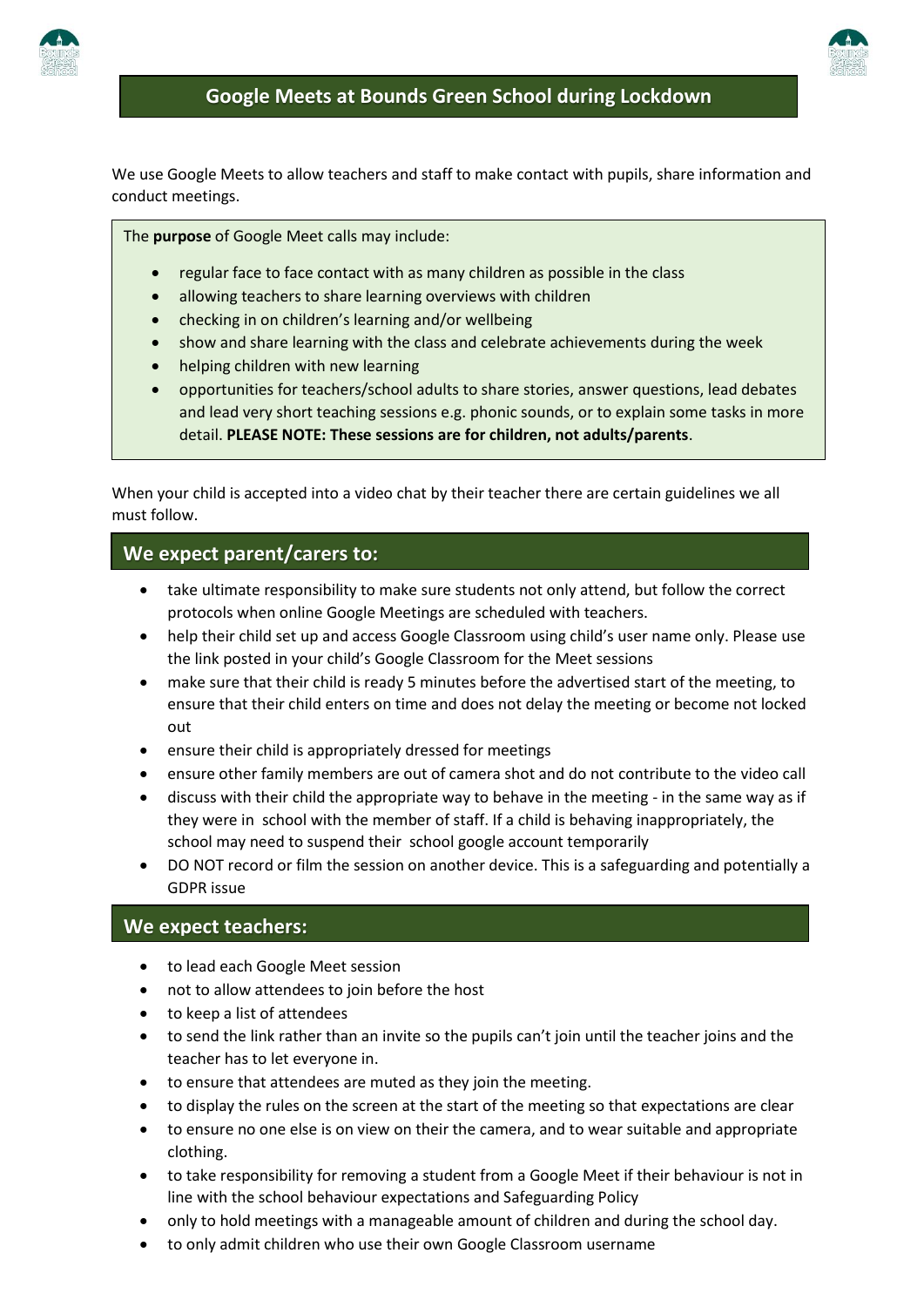# Google Meets at Bounds Green School during Lockdown

We use Google Meets to allow teachers and staff to make contact with pupils, share information and conduct meetings.

The **purpose** of Google Meet calls may include:

- regular face to face contact with as many children as possible in the class
- allowing teachers to share learning overviews with children
- checking in on children's learning and/or wellbeing
- show and share learning with the class and celebrate achievements during the week
- helping children with new learning
- opportunities for teachers/school adults to share stories, answer questions, lead debates and lead very short teaching sessions e.g. phonic sounds, or to explain some tasks in more detail. **PLEASE NOTE: These sessions are for children, not adults/parents**.

When your child is accepted into a video chat by their teacher there are certain guidelines we all must follow.

## We expect parent/carers to:

- take ultimate responsibility to make sure students not only attend, but follow the correct protocols when online Google Meetings are scheduled with teachers.
- help their child set up and access Google Classroom using child's user name only. Please use the link posted in your child's Google Classroom for the Meet sessions
- make sure that their child is ready 5 minutes before the advertised start of the meeting, to ensure that their child enters on time and does not delay the meeting or become not locked out
- ensure their child is appropriately dressed for meetings
- ensure other family members are out of camera shot and do not contribute to the video call
- discuss with their child the appropriate way to behave in the meeting - in the same way as if they were in school with the member of staff. If a child is behaving inappropriately, the school may need to suspend their school google account temporarily
- DO NOT record or film the session on another device. This is a safeguarding and potentially a GDPR issue

## We expect teachers:

- to lead each Google Meet session
- not to allow attendees to join before the host
- to keep a list of attendees
- to send the link rather than an invite so the pupils can't join until the teacher joins and the teacher has to let everyone in.
- to ensure that attendees are muted as they join the meeting.
- to display the rules on the screen at the start of the meeting so that expectations are clear
- to ensure no one else is on view on their the camera, and to wear suitable and appropriate clothing.
- to take responsibility for removing a student from a Google Meet if their behaviour is not in line with the school behaviour expectations and Safeguarding Policy
- only to hold meetings with a manageable amount of children and during the school day.
- to only admit children who use their own Google Classroom username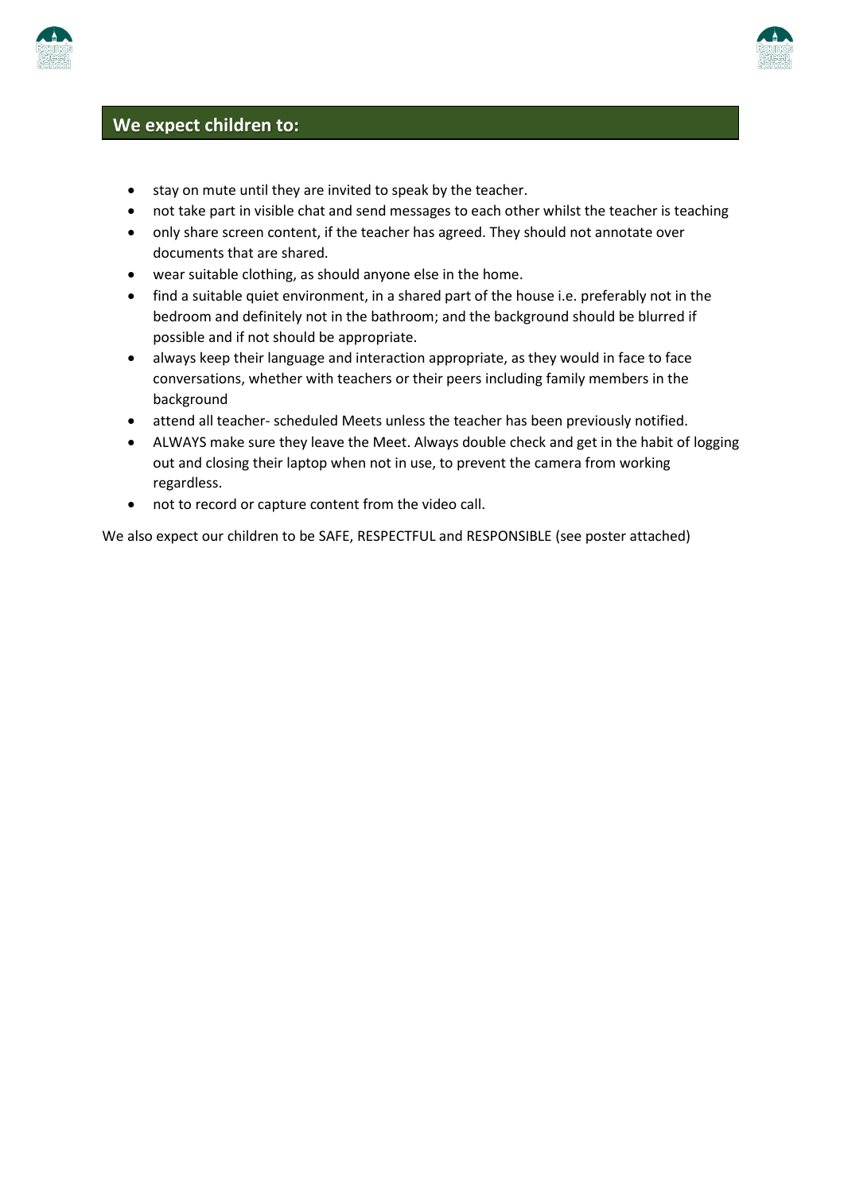## We expect children to:

- stay on mute until they are invited to speak by the teacher.
- not take part in visible chat and send messages to each other whilst the teacher is teaching
- only share screen content, if the teacher has agreed. They should not annotate over documents that are shared.
- wear suitable clothing, as should anyone else in the home.
- find a suitable quiet environment, in a shared part of the house i.e. preferably not in the bedroom and definitely not in the bathroom; and the background should be blurred if possible and if not should be appropriate.
- always keep their language and interaction appropriate, as they would in face to face conversations, whether with teachers or their peers including family members in the background
- attend all teacher- scheduled Meets unless the teacher has been previously notified.
- ALWAYS make sure they leave the Meet. Always double check and get in the habit of logging out and closing their laptop when not in use, to prevent the camera from working regardless.
- not to record or capture content from the video call.

We also expect our children to be SAFE, RESPECTFUL and RESPONSIBLE (see poster attached)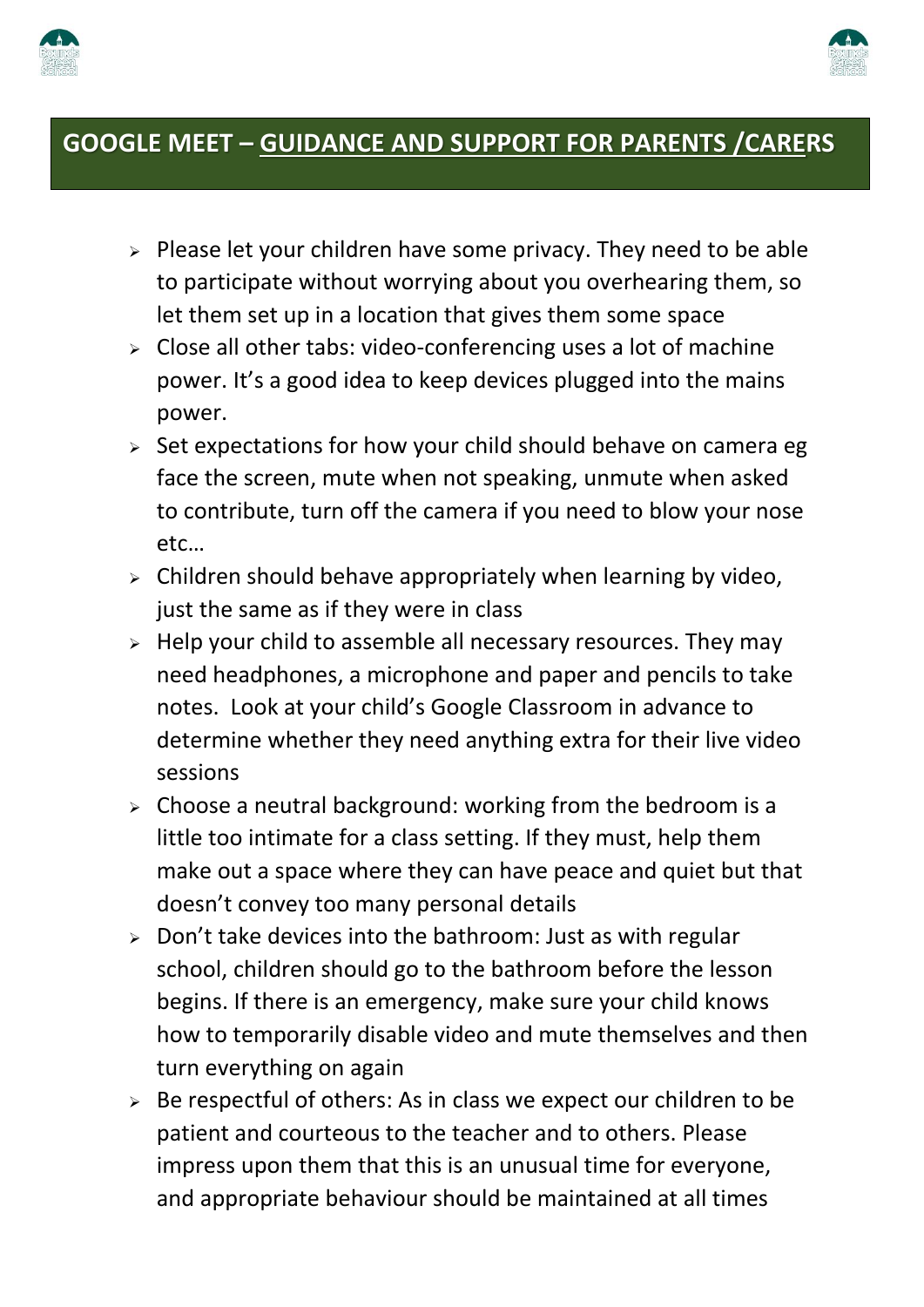## GOOGLE MEET – GUIDANCE AND SUPPORT FOR PARENTS /CARERS

- Please let your children have some privacy. They need to be able to participate without worrying about you overhearing them, so let them set up in a location that gives them some space
- Close all other tabs: video-conferencing uses a lot of machine power. It's a good idea to keep devices plugged into the mains power.
- Set expectations for how your child should behave on camera eg face the screen, mute when not speaking, unmute when asked to contribute, turn off the camera if you need to blow your nose etc…
- Children should behave appropriately when learning by video, just the same as if they were in class
- Help your child to assemble all necessary resources. They may need headphones, a microphone and paper and pencils to take notes. Look at your child's Google Classroom in advance to determine whether they need anything extra for their live video sessions
- Choose a neutral background: working from the bedroom is a little too intimate for a class setting. If they must, help them make out a space where they can have peace and quiet but that doesn't convey too many personal details
- Don't take devices into the bathroom: Just as with regular school, children should go to the bathroom before the lesson begins. If there is an emergency, make sure your child knows how to temporarily disable video and mute themselves and then turn everything on again
- Be respectful of others: As in class we expect our children to be patient and courteous to the teacher and to others. Please impress upon them that this is an unusual time for everyone, and appropriate behaviour should be maintained at all times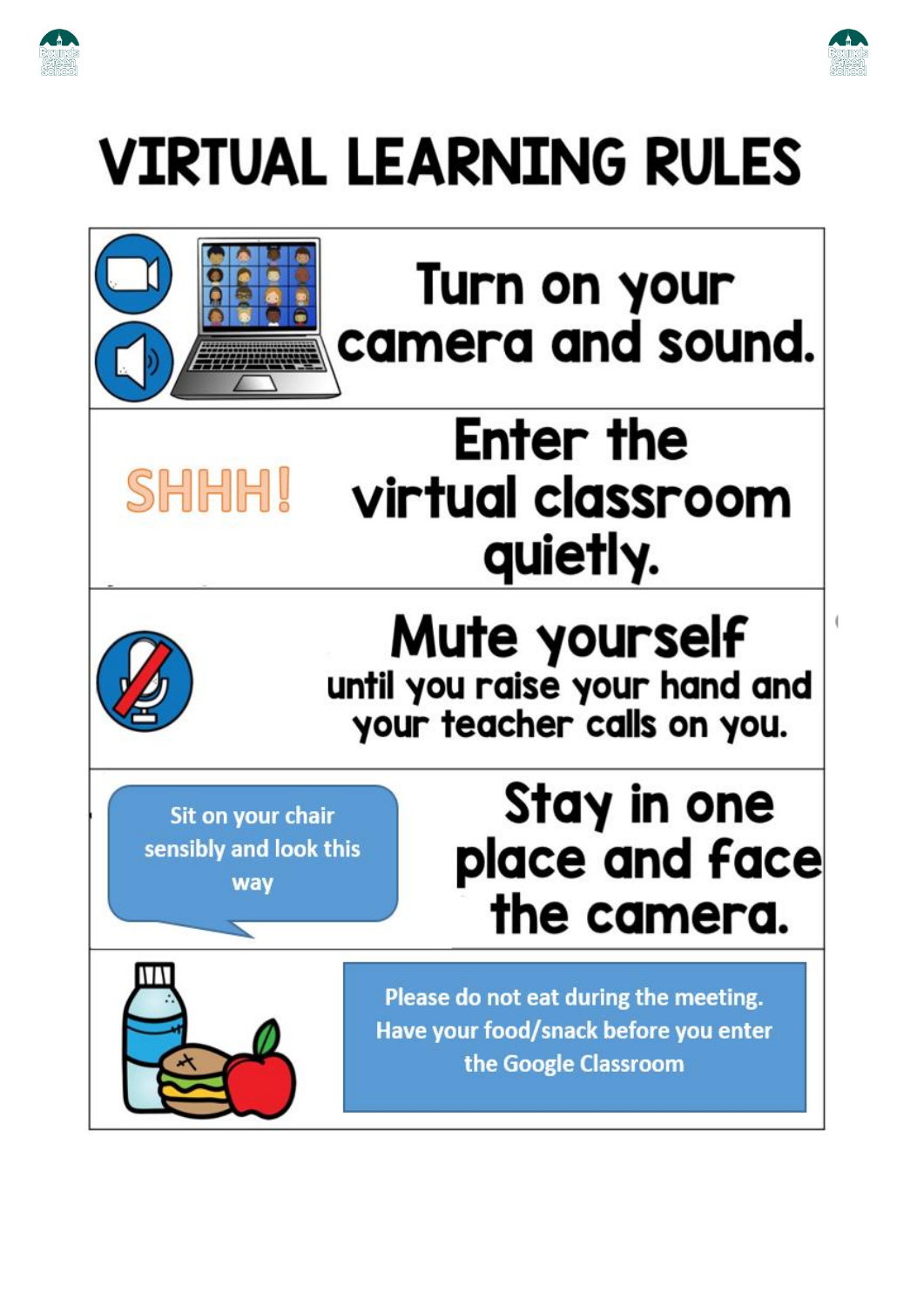# VIRTUAL LEARNING RULES

Turn on your camera and sound.

SHHH!

Enter the virtual classroom quietly.

Mute yourself until you raise your hand and your teacher calls on you.

Sit on your chair sensibly and look this way

Stay in one place and face the camera.

Please do not eat during the meeting. Have your food/snack before you enter the Google Classroom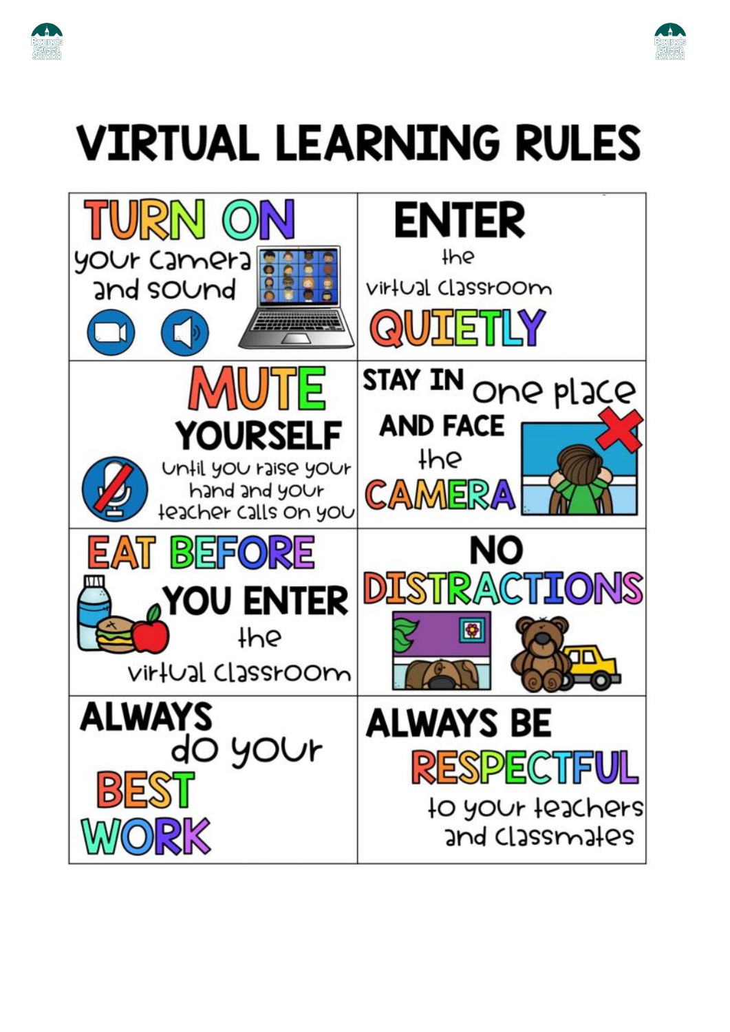# VIRTUAL LEARNING RULES

| | |
|---|---|
| **TURN ON** your camera and sound | **ENTER** the virtual classroom **QUIETLY** |
| **MUTE YOURSELF** until you raise your hand and your teacher calls on you | **STAY IN** one place **AND FACE** the **CAMERA** |
| **EAT BEFORE YOU ENTER** the virtual classroom | **NO DISTRACTIONS** |
| **ALWAYS** do your **BEST WORK** | **ALWAYS BE RESPECTFUL** to your teachers and classmates |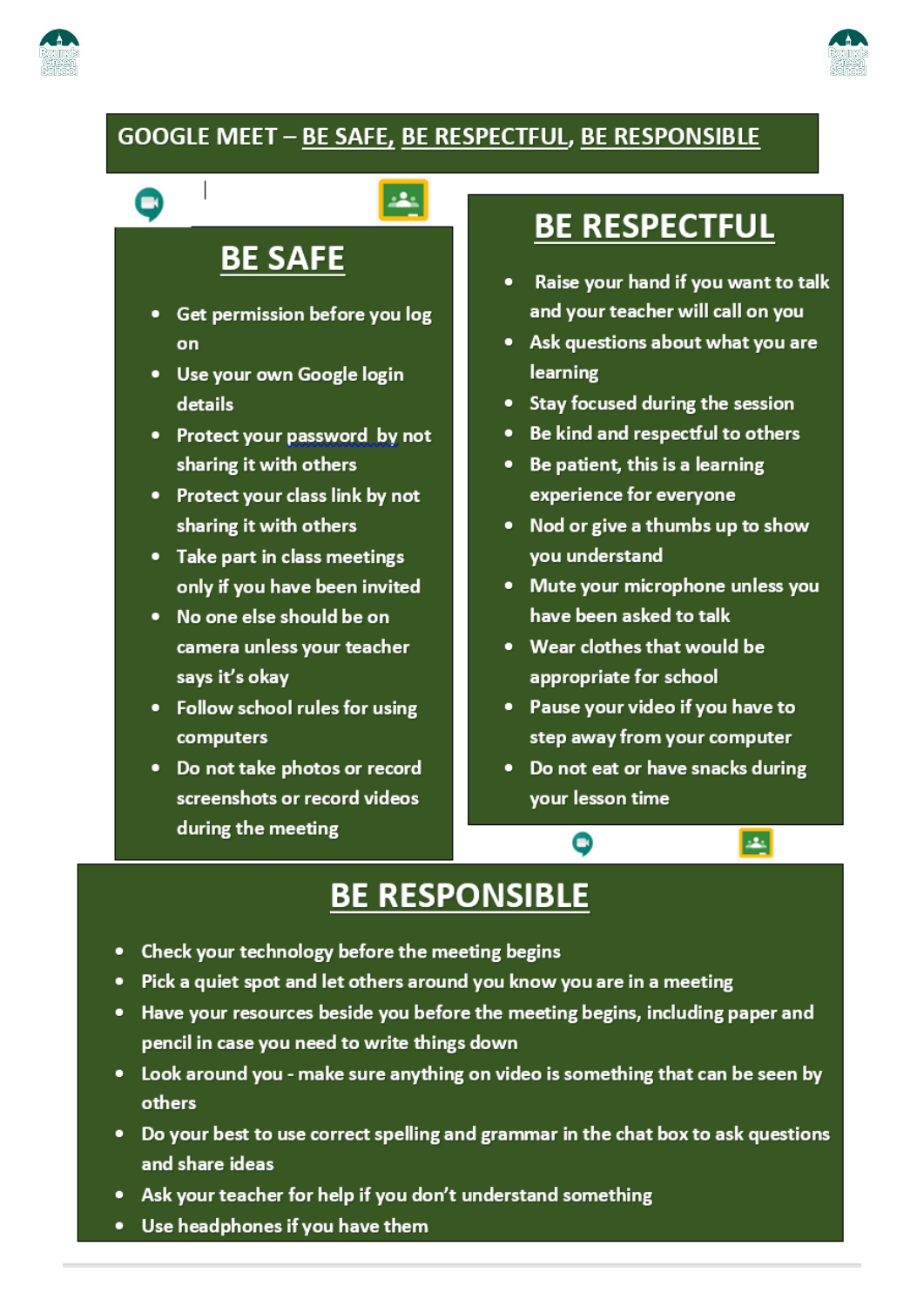# GOOGLE MEET – BE SAFE, BE RESPECTFUL, BE RESPONSIBLE

## BE SAFE

- Get permission before you log on
- Use your own Google login details
- Protect your password by not sharing it with others
- Protect your class link by not sharing it with others
- Take part in class meetings only if you have been invited
- No one else should be on camera unless your teacher says it's okay
- Follow school rules for using computers
- Do not take photos or record screenshots or record videos during the meeting

## BE RESPECTFUL

- Raise your hand if you want to talk and your teacher will call on you
- Ask questions about what you are learning
- Stay focused during the session
- Be kind and respectful to others
- Be patient, this is a learning experience for everyone
- Nod or give a thumbs up to show you understand
- Mute your microphone unless you have been asked to talk
- Wear clothes that would be appropriate for school
- Pause your video if you have to step away from your computer
- Do not eat or have snacks during your lesson time

## BE RESPONSIBLE

- Check your technology before the meeting begins
- Pick a quiet spot and let others around you know you are in a meeting
- Have your resources beside you before the meeting begins, including paper and pencil in case you need to write things down
- Look around you - make sure anything on video is something that can be seen by others
- Do your best to use correct spelling and grammar in the chat box to ask questions and share ideas
- Ask your teacher for help if you don't understand something
- Use headphones if you have them